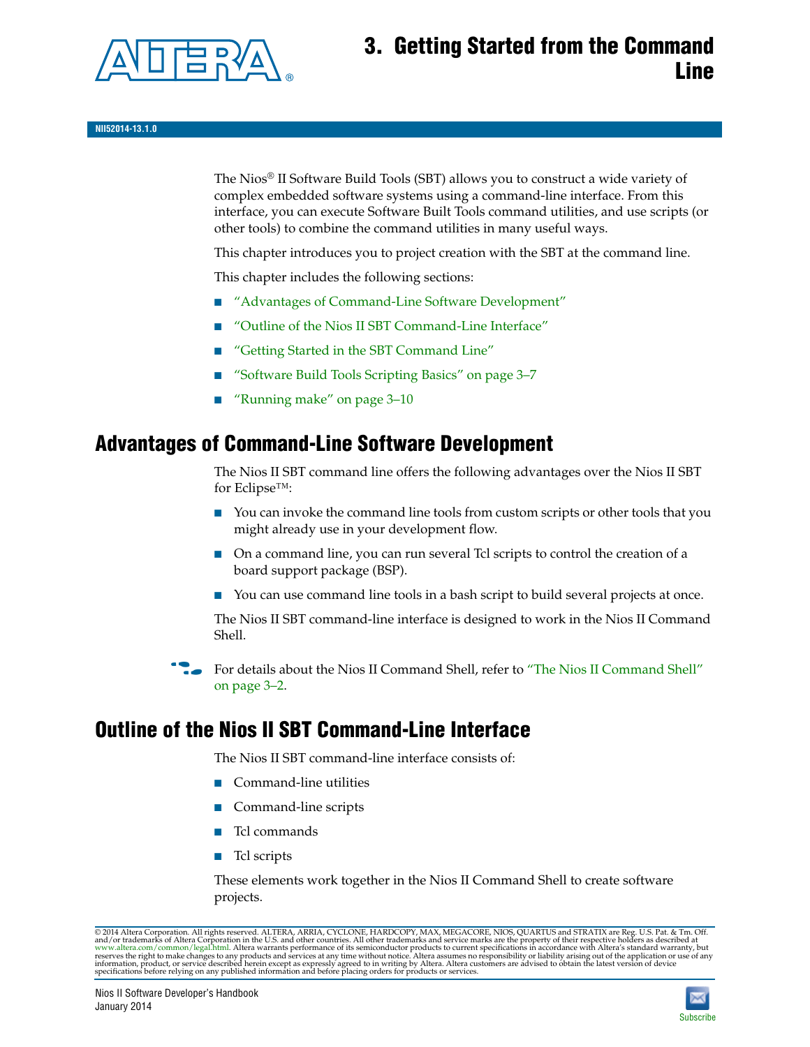# 3. Getting Started from the Command Line

NII52014-13.1.0

The Nios® II Software Build Tools (SBT) allows you to construct a wide variety of complex embedded software systems using a command-line interface. From this interface, you can execute Software Built Tools command utilities, and use scripts (or other tools) to combine the command utilities in many useful ways.

This chapter introduces you to project creation with the SBT at the command line.

This chapter includes the following sections:

- "Advantages of Command-Line Software Development"
- "Outline of the Nios II SBT Command-Line Interface"
- "Getting Started in the SBT Command Line"
- "Software Build Tools Scripting Basics" on page 3–7
- "Running make" on page 3–10

## Advantages of Command-Line Software Development

The Nios II SBT command line offers the following advantages over the Nios II SBT for Eclipse™:

- You can invoke the command line tools from custom scripts or other tools that you might already use in your development flow.
- On a command line, you can run several Tcl scripts to control the creation of a board support package (BSP).
- You can use command line tools in a bash script to build several projects at once.

The Nios II SBT command-line interface is designed to work in the Nios II Command Shell.

For details about the Nios II Command Shell, refer to "The Nios II Command Shell" on page 3–2.

## Outline of the Nios II SBT Command-Line Interface

The Nios II SBT command-line interface consists of:

- Command-line utilities
- Command-line scripts
- Tcl commands
- Tcl scripts

These elements work together in the Nios II Command Shell to create software projects.

© 2014 Altera Corporation. All rights reserved. ALTERA, ARRIA, CYCLONE, HARDCOPY, MAX, MEGACORE, NIOS, QUARTUS and STRATIX are Reg. U.S. Pat. & Tm. Off. and/or trademarks of Altera Corporation in the U.S. and other countries. All other trademarks and service marks are the property of their respective holders as described at www.altera.com/common/legal.html. Altera warrants performance of its semiconductor products to current specifications in accordance with Altera's standard warranty, but reserves the right to make changes to any products and services at any time without notice. Altera assumes no responsibility or liability arising out of the application or use of any information, product, or service described herein except as expressly agreed to in writing by Altera. Altera customers are advised to obtain the latest version of device specifications before relying on any published information and before placing orders for products or services.

Nios II Software Developer's Handbook
January 2014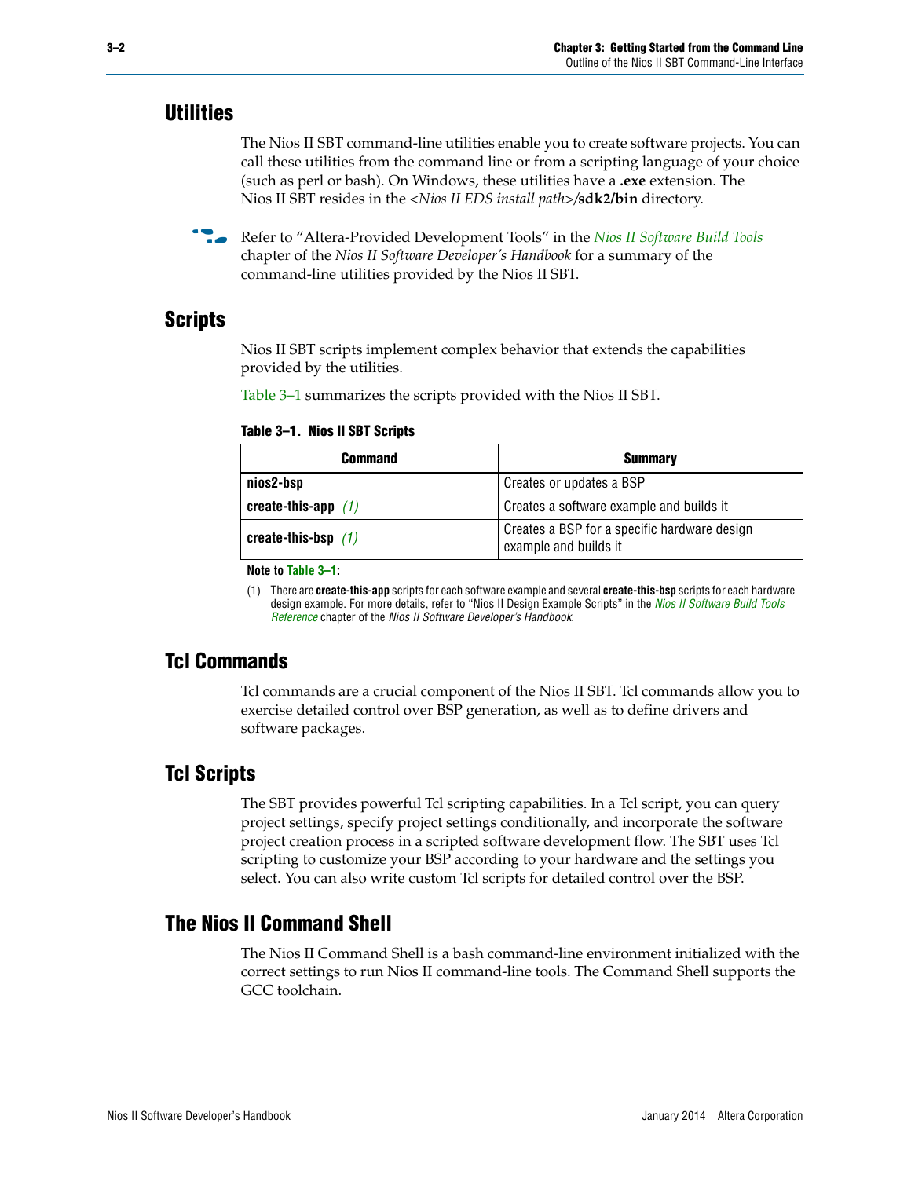## Utilities

The Nios II SBT command-line utilities enable you to create software projects. You can call these utilities from the command line or from a scripting language of your choice (such as perl or bash). On Windows, these utilities have a **.exe** extension. The Nios II SBT resides in the *<Nios II EDS install path>*/**sdk2/bin** directory.

Refer to "Altera-Provided Development Tools" in the *Nios II Software Build Tools* chapter of the *Nios II Software Developer's Handbook* for a summary of the command-line utilities provided by the Nios II SBT.

## Scripts

Nios II SBT scripts implement complex behavior that extends the capabilities provided by the utilities.

Table 3–1 summarizes the scripts provided with the Nios II SBT.

**Table 3–1. Nios II SBT Scripts**

| Command | Summary |
|---|---|
| **nios2-bsp** | Creates or updates a BSP |
| **create-this-app** *(1)* | Creates a software example and builds it |
| **create-this-bsp** *(1)* | Creates a BSP for a specific hardware design example and builds it |

**Note to Table 3–1:**

(1) There are **create-this-app** scripts for each software example and several **create-this-bsp** scripts for each hardware design example. For more details, refer to "Nios II Design Example Scripts" in the *Nios II Software Build Tools Reference* chapter of the *Nios II Software Developer's Handbook*.

## Tcl Commands

Tcl commands are a crucial component of the Nios II SBT. Tcl commands allow you to exercise detailed control over BSP generation, as well as to define drivers and software packages.

## Tcl Scripts

The SBT provides powerful Tcl scripting capabilities. In a Tcl script, you can query project settings, specify project settings conditionally, and incorporate the software project creation process in a scripted software development flow. The SBT uses Tcl scripting to customize your BSP according to your hardware and the settings you select. You can also write custom Tcl scripts for detailed control over the BSP.

## The Nios II Command Shell

The Nios II Command Shell is a bash command-line environment initialized with the correct settings to run Nios II command-line tools. The Command Shell supports the GCC toolchain.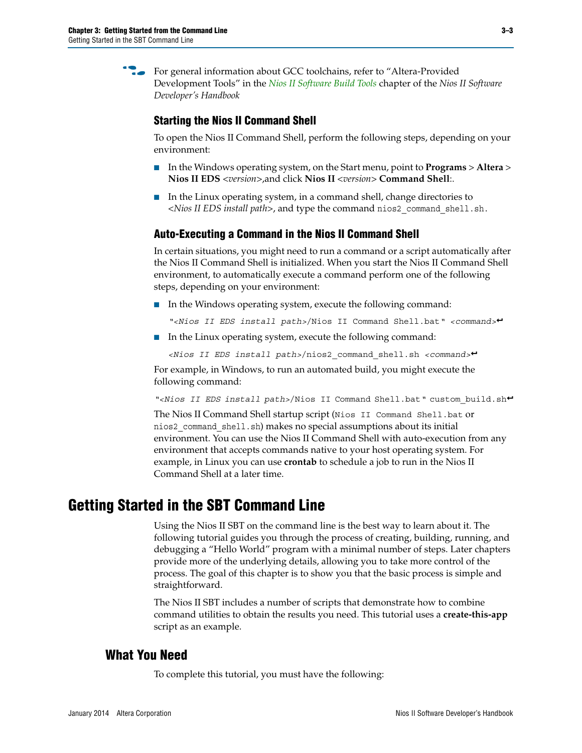For general information about GCC toolchains, refer to "Altera-Provided Development Tools" in the *Nios II Software Build Tools* chapter of the *Nios II Software Developer's Handbook*

### Starting the Nios II Command Shell

To open the Nios II Command Shell, perform the following steps, depending on your environment:

- In the Windows operating system, on the Start menu, point to **Programs** > **Altera** > **Nios II EDS** *<version>*,and click **Nios II** *<version>* **Command Shell**:.
- In the Linux operating system, in a command shell, change directories to *<Nios II EDS install path>*, and type the command `nios2_command_shell.sh`.

### Auto-Executing a Command in the Nios II Command Shell

In certain situations, you might need to run a command or a script automatically after the Nios II Command Shell is initialized. When you start the Nios II Command Shell environment, to automatically execute a command perform one of the following steps, depending on your environment:

- In the Windows operating system, execute the following command:

  ```
  "<Nios II EDS install path>/Nios II Command Shell.bat" <command>↵
  ```

- In the Linux operating system, execute the following command:

  ```
  <Nios II EDS install path>/nios2_command_shell.sh <command>↵
  ```

For example, in Windows, to run an automated build, you might execute the following command:

```
"<Nios II EDS install path>/Nios II Command Shell.bat" custom_build.sh↵
```

The Nios II Command Shell startup script (`Nios II Command Shell.bat` or `nios2_command_shell.sh`) makes no special assumptions about its initial environment. You can use the Nios II Command Shell with auto-execution from any environment that accepts commands native to your host operating system. For example, in Linux you can use **crontab** to schedule a job to run in the Nios II Command Shell at a later time.

# Getting Started in the SBT Command Line

Using the Nios II SBT on the command line is the best way to learn about it. The following tutorial guides you through the process of creating, building, running, and debugging a "Hello World" program with a minimal number of steps. Later chapters provide more of the underlying details, allowing you to take more control of the process. The goal of this chapter is to show you that the basic process is simple and straightforward.

The Nios II SBT includes a number of scripts that demonstrate how to combine command utilities to obtain the results you need. This tutorial uses a **create-this-app** script as an example.

## What You Need

To complete this tutorial, you must have the following: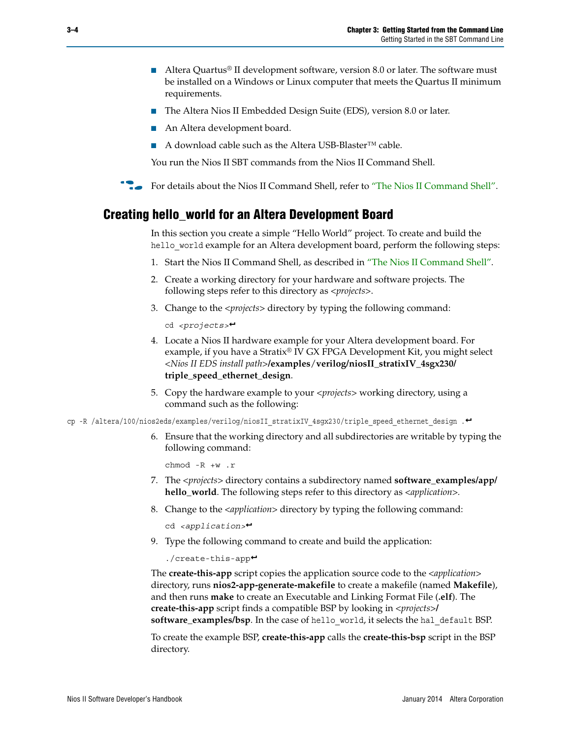- Altera Quartus® II development software, version 8.0 or later. The software must be installed on a Windows or Linux computer that meets the Quartus II minimum requirements.
- The Altera Nios II Embedded Design Suite (EDS), version 8.0 or later.
- An Altera development board.
- A download cable such as the Altera USB-Blaster™ cable.

You run the Nios II SBT commands from the Nios II Command Shell.

For details about the Nios II Command Shell, refer to "The Nios II Command Shell".

## Creating hello_world for an Altera Development Board

In this section you create a simple "Hello World" project. To create and build the `hello_world` example for an Altera development board, perform the following steps:

1. Start the Nios II Command Shell, as described in "The Nios II Command Shell".
2. Create a working directory for your hardware and software projects. The following steps refer to this directory as *<projects>*.
3. Change to the *<projects>* directory by typing the following command:

   ```
   cd <projects>↵
   ```

4. Locate a Nios II hardware example for your Altera development board. For example, if you have a Stratix® IV GX FPGA Development Kit, you might select *<Nios II EDS install path>*/**examples/verilog/niosII_stratixIV_4sgx230/triple_speed_ethernet_design**.
5. Copy the hardware example to your *<projects>* working directory, using a command such as the following:

```
cp -R /altera/100/nios2eds/examples/verilog/niosII_stratixIV_4sgx230/triple_speed_ethernet_design .↵
```

6. Ensure that the working directory and all subdirectories are writable by typing the following command:

   ```
   chmod -R +w .r
   ```

7. The *<projects>* directory contains a subdirectory named **software_examples/app/hello_world**. The following steps refer to this directory as *<application>*.
8. Change to the *<application>* directory by typing the following command:

   ```
   cd <application>↵
   ```

9. Type the following command to create and build the application:

   ```
   ./create-this-app↵
   ```

The **create-this-app** script copies the application source code to the *<application>* directory, runs **nios2-app-generate-makefile** to create a makefile (named **Makefile**), and then runs **make** to create an Executable and Linking Format File (**.elf**). The **create-this-app** script finds a compatible BSP by looking in *<projects>*/**software_examples/bsp**. In the case of `hello_world`, it selects the `hal_default` BSP.

To create the example BSP, **create-this-app** calls the **create-this-bsp** script in the BSP directory.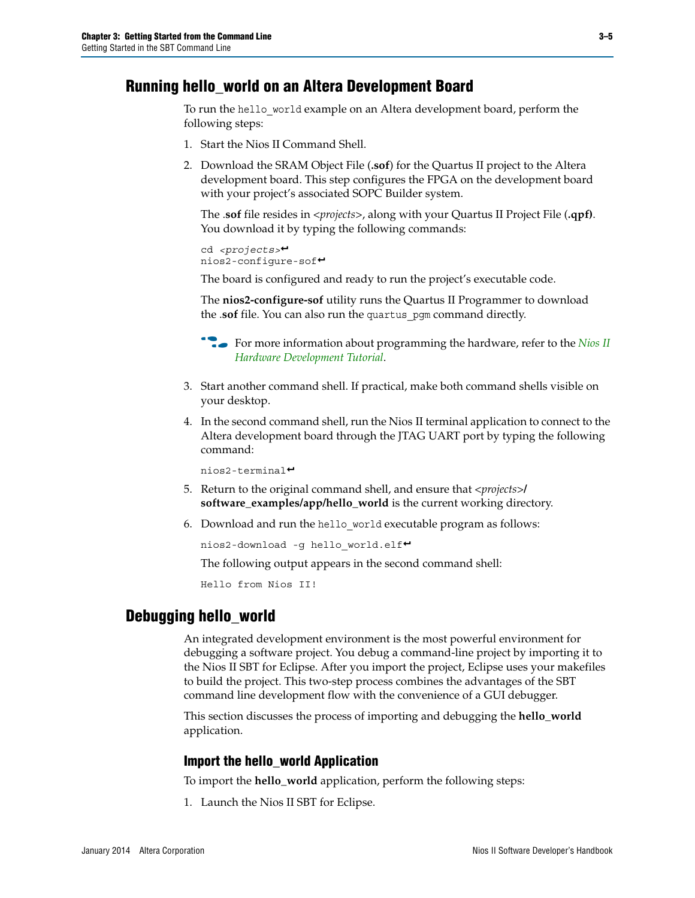## Running hello_world on an Altera Development Board

To run the `hello_world` example on an Altera development board, perform the following steps:

1. Start the Nios II Command Shell.
2. Download the SRAM Object File (**.sof**) for the Quartus II project to the Altera development board. This step configures the FPGA on the development board with your project's associated SOPC Builder system.

   The .**sof** file resides in <*projects*>, along with your Quartus II Project File (**.qpf)**. You download it by typing the following commands:

   ```
   cd <projects>↵
   nios2-configure-sof↵
   ```

   The board is configured and ready to run the project's executable code.

   The **nios2-configure-sof** utility runs the Quartus II Programmer to download the .**sof** file. You can also run the `quartus_pgm` command directly.

   For more information about programming the hardware, refer to the *Nios II Hardware Development Tutorial*.

3. Start another command shell. If practical, make both command shells visible on your desktop.
4. In the second command shell, run the Nios II terminal application to connect to the Altera development board through the JTAG UART port by typing the following command:

   ```
   nios2-terminal↵
   ```

5. Return to the original command shell, and ensure that <*projects*>**/ software_examples/app/hello_world** is the current working directory.
6. Download and run the `hello_world` executable program as follows:

   ```
   nios2-download -g hello_world.elf↵
   ```

   The following output appears in the second command shell:

   ```
   Hello from Nios II!
   ```

## Debugging hello_world

An integrated development environment is the most powerful environment for debugging a software project. You debug a command-line project by importing it to the Nios II SBT for Eclipse. After you import the project, Eclipse uses your makefiles to build the project. This two-step process combines the advantages of the SBT command line development flow with the convenience of a GUI debugger.

This section discusses the process of importing and debugging the **hello_world** application.

### Import the hello_world Application

To import the **hello_world** application, perform the following steps:

1. Launch the Nios II SBT for Eclipse.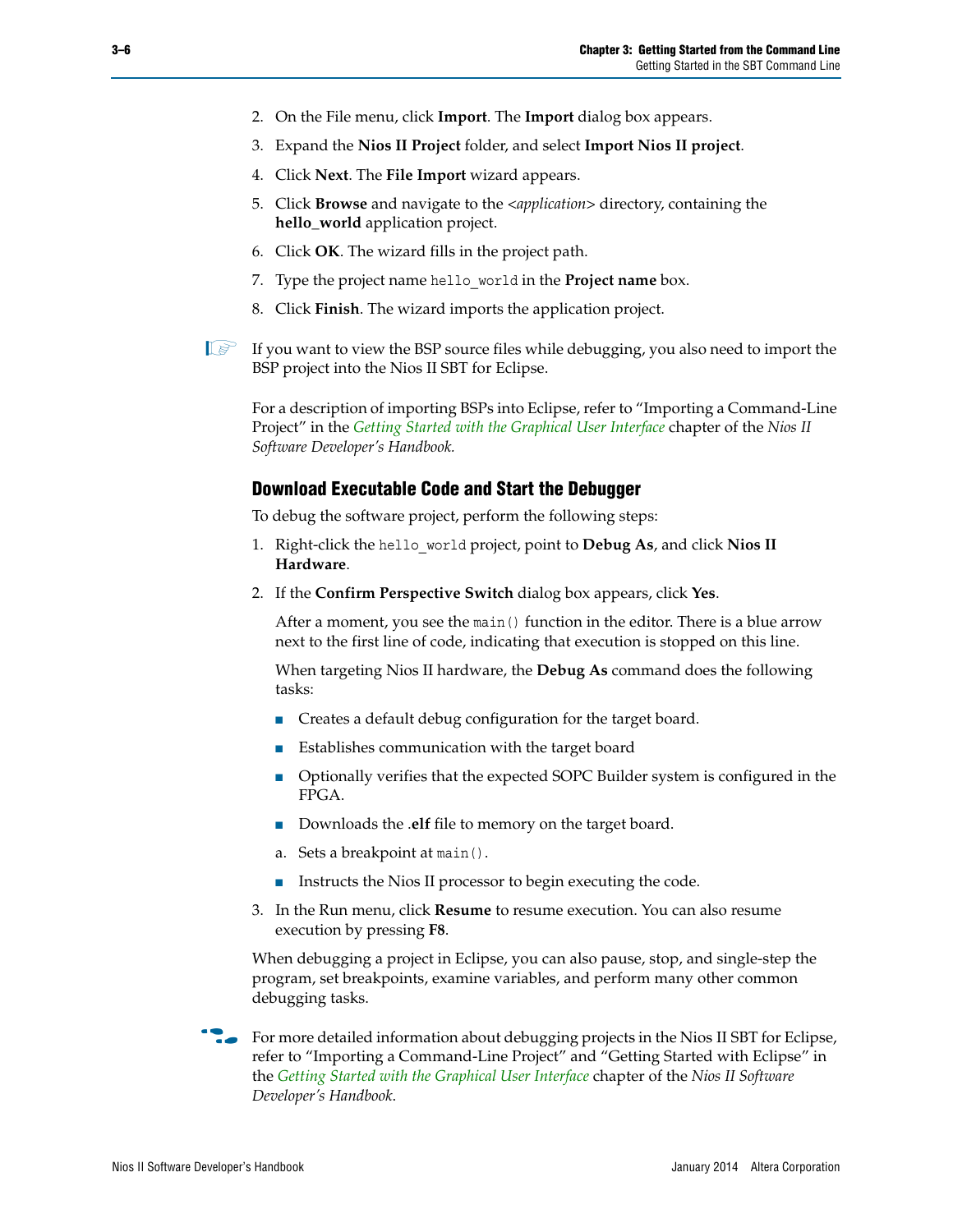2. On the File menu, click **Import**. The **Import** dialog box appears.
3. Expand the **Nios II Project** folder, and select **Import Nios II project**.
4. Click **Next**. The **File Import** wizard appears.
5. Click **Browse** and navigate to the <*application*> directory, containing the **hello_world** application project.
6. Click **OK**. The wizard fills in the project path.
7. Type the project name `hello_world` in the **Project name** box.
8. Click **Finish**. The wizard imports the application project.

If you want to view the BSP source files while debugging, you also need to import the BSP project into the Nios II SBT for Eclipse.

For a description of importing BSPs into Eclipse, refer to "Importing a Command-Line Project" in the *Getting Started with the Graphical User Interface* chapter of the *Nios II Software Developer's Handbook.*

### Download Executable Code and Start the Debugger

To debug the software project, perform the following steps:

1. Right-click the `hello_world` project, point to **Debug As**, and click **Nios II Hardware**.
2. If the **Confirm Perspective Switch** dialog box appears, click **Yes**.

   After a moment, you see the `main()` function in the editor. There is a blue arrow next to the first line of code, indicating that execution is stopped on this line.

   When targeting Nios II hardware, the **Debug As** command does the following tasks:

   - Creates a default debug configuration for the target board.
   - Establishes communication with the target board
   - Optionally verifies that the expected SOPC Builder system is configured in the FPGA.
   - Downloads the **.elf** file to memory on the target board.
   
   a. Sets a breakpoint at `main()`.
   
   - Instructs the Nios II processor to begin executing the code.
3. In the Run menu, click **Resume** to resume execution. You can also resume execution by pressing **F8**.

When debugging a project in Eclipse, you can also pause, stop, and single-step the program, set breakpoints, examine variables, and perform many other common debugging tasks.

For more detailed information about debugging projects in the Nios II SBT for Eclipse, refer to "Importing a Command-Line Project" and "Getting Started with Eclipse" in the *Getting Started with the Graphical User Interface* chapter of the *Nios II Software Developer's Handbook*.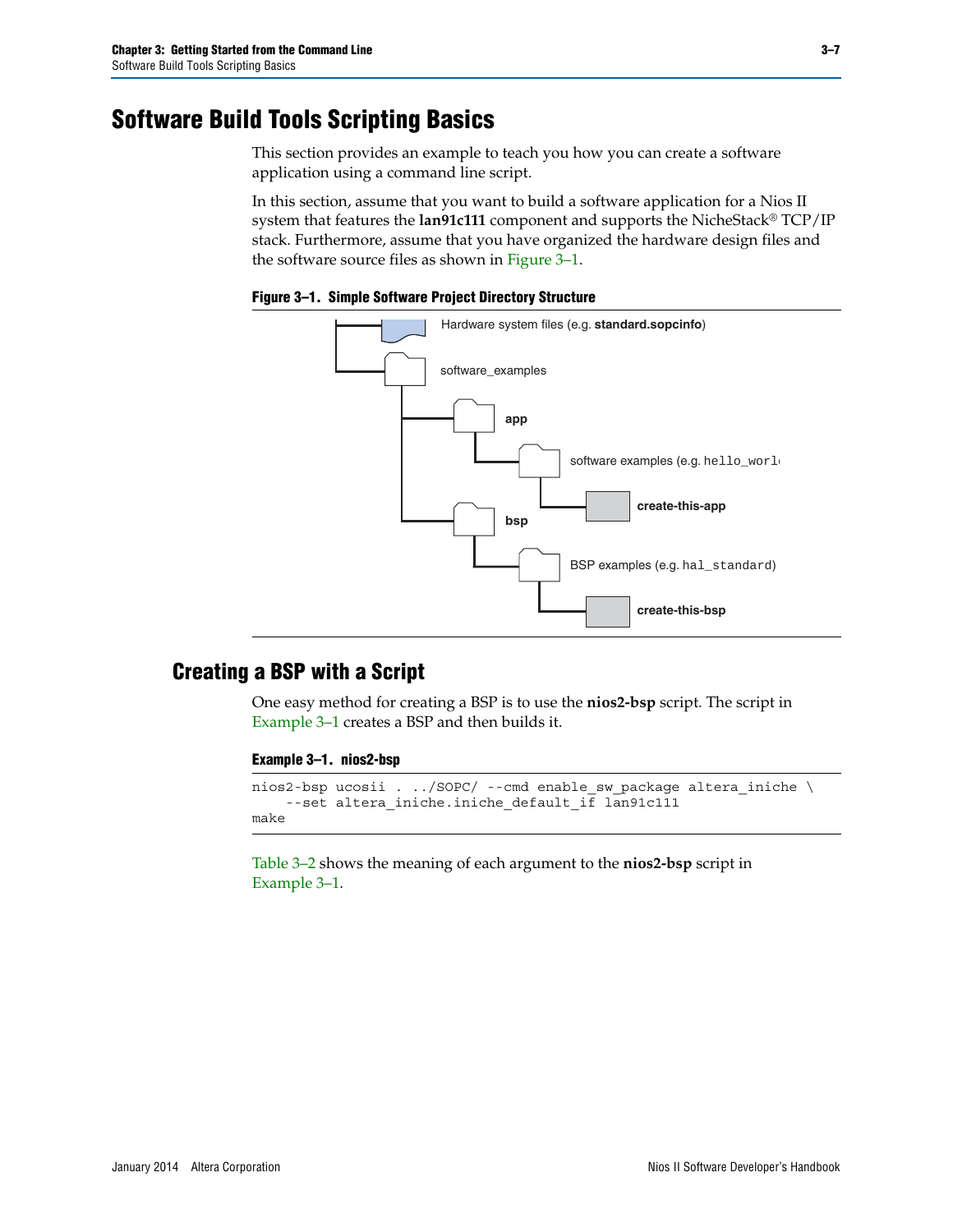# Software Build Tools Scripting Basics

This section provides an example to teach you how you can create a software application using a command line script.

In this section, assume that you want to build a software application for a Nios II system that features the **lan91c111** component and supports the NicheStack® TCP/IP stack. Furthermore, assume that you have organized the hardware design files and the software source files as shown in Figure 3–1.

**Figure 3–1. Simple Software Project Directory Structure**

- Hardware system files (e.g. **standard.sopcinfo**)
- software_examples
  - **app**
    - software examples (e.g. hello_world)
      - **create-this-app**
  - **bsp**
    - BSP examples (e.g. hal_standard)
      - **create-this-bsp**

## Creating a BSP with a Script

One easy method for creating a BSP is to use the **nios2-bsp** script. The script in Example 3–1 creates a BSP and then builds it.

**Example 3–1. nios2-bsp**

```
nios2-bsp ucosii . ../SOPC/ --cmd enable_sw_package altera_iniche \
    --set altera_iniche.iniche_default_if lan91c111
make
```

Table 3–2 shows the meaning of each argument to the **nios2-bsp** script in Example 3–1.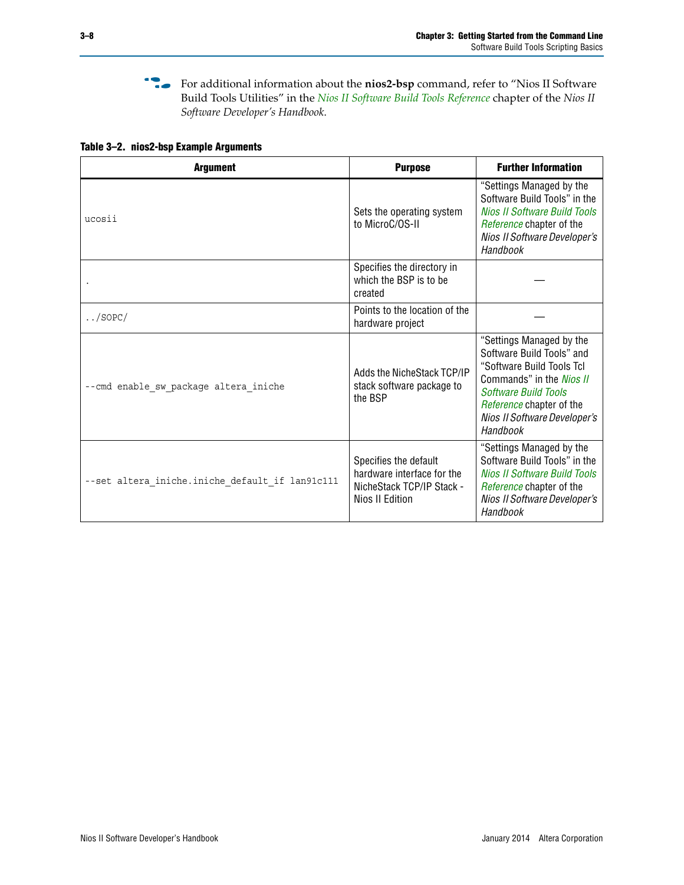For additional information about the **nios2-bsp** command, refer to "Nios II Software Build Tools Utilities" in the *Nios II Software Build Tools Reference* chapter of the *Nios II Software Developer's Handbook*.

**Table 3–2. nios2-bsp Example Arguments**

| Argument | Purpose | Further Information |
|---|---|---|
| `ucosii` | Sets the operating system to MicroC/OS-II | "Settings Managed by the Software Build Tools" in the *Nios II Software Build Tools Reference* chapter of the *Nios II Software Developer's Handbook* |
| `.` | Specifies the directory in which the BSP is to be created | — |
| `../SOPC/` | Points to the location of the hardware project | — |
| `--cmd enable_sw_package altera_iniche` | Adds the NicheStack TCP/IP stack software package to the BSP | "Settings Managed by the Software Build Tools" and "Software Build Tools Tcl Commands" in the *Nios II Software Build Tools Reference* chapter of the *Nios II Software Developer's Handbook* |
| `--set altera_iniche.iniche_default_if lan91c111` | Specifies the default hardware interface for the NicheStack TCP/IP Stack - Nios II Edition | "Settings Managed by the Software Build Tools" in the *Nios II Software Build Tools Reference* chapter of the *Nios II Software Developer's Handbook* |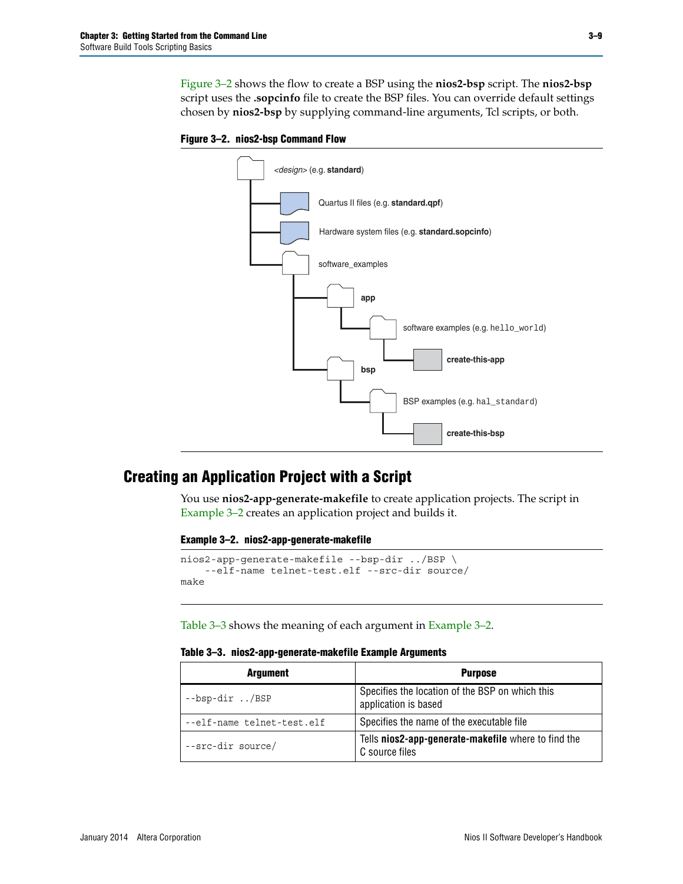Figure 3–2 shows the flow to create a BSP using the **nios2-bsp** script. The **nios2-bsp** script uses the **.sopcinfo** file to create the BSP files. You can override default settings chosen by **nios2-bsp** by supplying command-line arguments, Tcl scripts, or both.

**Figure 3–2. nios2-bsp Command Flow**

```
<design> (e.g. standard)
├── Quartus II files (e.g. standard.qpf)
├── Hardware system files (e.g. standard.sopcinfo)
└── software_examples
    ├── app
    │   └── software examples (e.g. hello_world)
    │       └── create-this-app
    └── bsp
        └── BSP examples (e.g. hal_standard)
            └── create-this-bsp
```

## Creating an Application Project with a Script

You use **nios2-app-generate-makefile** to create application projects. The script in Example 3–2 creates an application project and builds it.

**Example 3–2. nios2-app-generate-makefile**

```
nios2-app-generate-makefile --bsp-dir ../BSP \
    --elf-name telnet-test.elf --src-dir source/
make
```

Table 3–3 shows the meaning of each argument in Example 3–2.

**Table 3–3. nios2-app-generate-makefile Example Arguments**

| Argument | Purpose |
|---|---|
| `--bsp-dir ../BSP` | Specifies the location of the BSP on which this application is based |
| `--elf-name telnet-test.elf` | Specifies the name of the executable file |
| `--src-dir source/` | Tells **nios2-app-generate-makefile** where to find the C source files |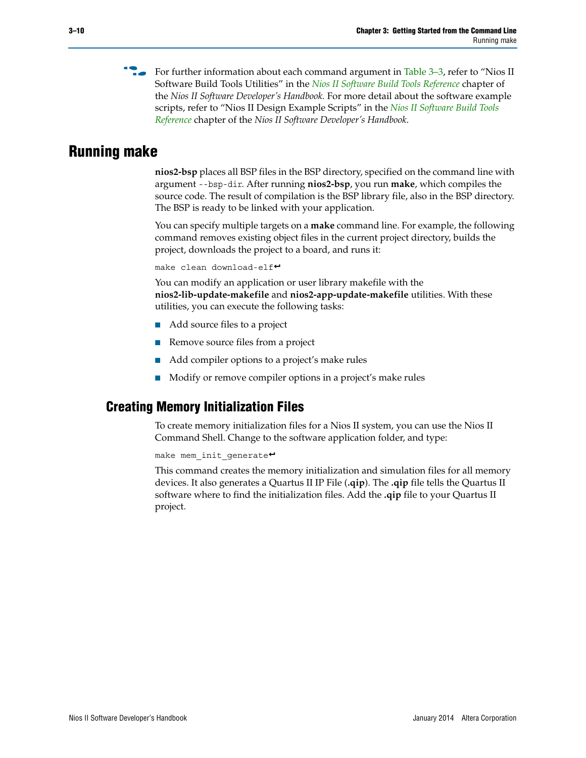For further information about each command argument in Table 3–3, refer to "Nios II Software Build Tools Utilities" in the *Nios II Software Build Tools Reference* chapter of the *Nios II Software Developer's Handbook*. For more detail about the software example scripts, refer to "Nios II Design Example Scripts" in the *Nios II Software Build Tools Reference* chapter of the *Nios II Software Developer's Handbook*.

# Running make

**nios2-bsp** places all BSP files in the BSP directory, specified on the command line with argument `--bsp-dir`. After running **nios2-bsp**, you run **make**, which compiles the source code. The result of compilation is the BSP library file, also in the BSP directory. The BSP is ready to be linked with your application.

You can specify multiple targets on a **make** command line. For example, the following command removes existing object files in the current project directory, builds the project, downloads the project to a board, and runs it:

```
make clean download-elf↵
```

You can modify an application or user library makefile with the **nios2-lib-update-makefile** and **nios2-app-update-makefile** utilities. With these utilities, you can execute the following tasks:

- Add source files to a project
- Remove source files from a project
- Add compiler options to a project's make rules
- Modify or remove compiler options in a project's make rules

## Creating Memory Initialization Files

To create memory initialization files for a Nios II system, you can use the Nios II Command Shell. Change to the software application folder, and type:

```
make mem_init_generate↵
```

This command creates the memory initialization and simulation files for all memory devices. It also generates a Quartus II IP File (**.qip**). The **.qip** file tells the Quartus II software where to find the initialization files. Add the **.qip** file to your Quartus II project.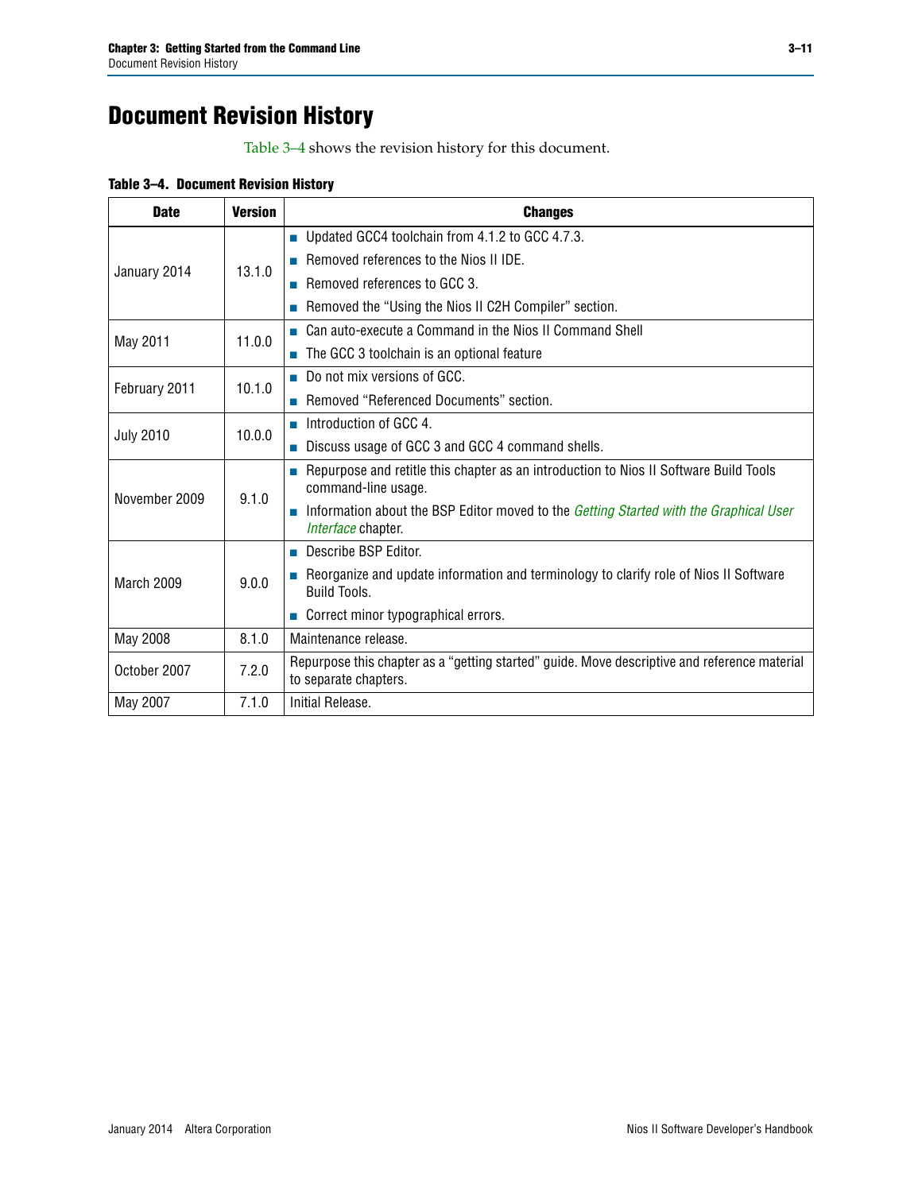# Document Revision History

Table 3–4 shows the revision history for this document.

**Table 3–4. Document Revision History**

| Date | Version | Changes |
|---|---|---|
| January 2014 | 13.1.0 | ■ Updated GCC4 toolchain from 4.1.2 to GCC 4.7.3.<br>■ Removed references to the Nios II IDE.<br>■ Removed references to GCC 3.<br>■ Removed the "Using the Nios II C2H Compiler" section. |
| May 2011 | 11.0.0 | ■ Can auto-execute a Command in the Nios II Command Shell<br>■ The GCC 3 toolchain is an optional feature |
| February 2011 | 10.1.0 | ■ Do not mix versions of GCC.<br>■ Removed "Referenced Documents" section. |
| July 2010 | 10.0.0 | ■ Introduction of GCC 4.<br>■ Discuss usage of GCC 3 and GCC 4 command shells. |
| November 2009 | 9.1.0 | ■ Repurpose and retitle this chapter as an introduction to Nios II Software Build Tools command-line usage.<br>■ Information about the BSP Editor moved to the *Getting Started with the Graphical User Interface* chapter. |
| March 2009 | 9.0.0 | ■ Describe BSP Editor.<br>■ Reorganize and update information and terminology to clarify role of Nios II Software Build Tools.<br>■ Correct minor typographical errors. |
| May 2008 | 8.1.0 | Maintenance release. |
| October 2007 | 7.2.0 | Repurpose this chapter as a "getting started" guide. Move descriptive and reference material to separate chapters. |
| May 2007 | 7.1.0 | Initial Release. |